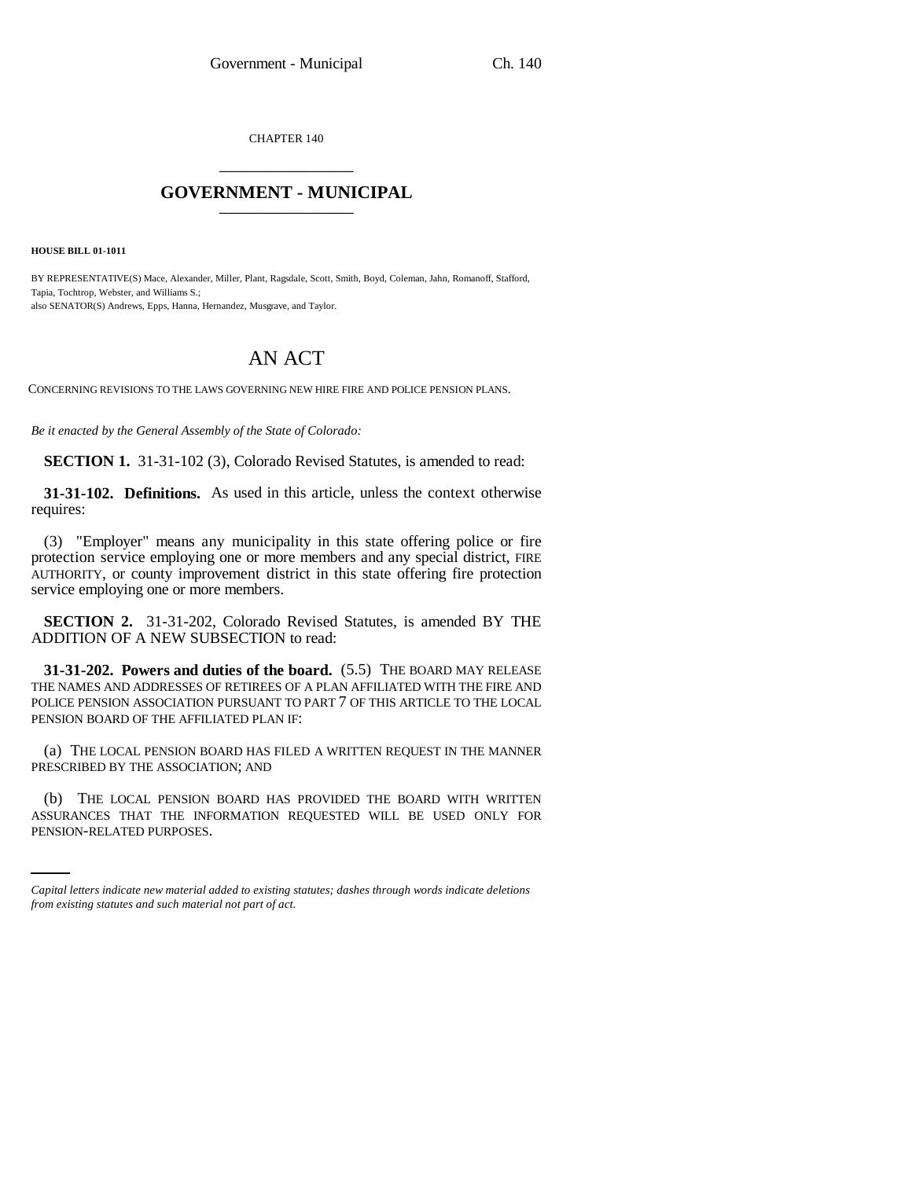CHAPTER 140

# GOVERNMENT - MUNICIPAL

**HOUSE BILL 01-1011**

BY REPRESENTATIVE(S) Mace, Alexander, Miller, Plant, Ragsdale, Scott, Smith, Boyd, Coleman, Jahn, Romanoff, Stafford, Tapia, Tochtrop, Webster, and Williams S.;
also SENATOR(S) Andrews, Epps, Hanna, Hernandez, Musgrave, and Taylor.

# AN ACT

CONCERNING REVISIONS TO THE LAWS GOVERNING NEW HIRE FIRE AND POLICE PENSION PLANS.

*Be it enacted by the General Assembly of the State of Colorado:*

**SECTION 1.** 31-31-102 (3), Colorado Revised Statutes, is amended to read:

**31-31-102. Definitions.** As used in this article, unless the context otherwise requires:

(3) "Employer" means any municipality in this state offering police or fire protection service employing one or more members and any special district, FIRE AUTHORITY, or county improvement district in this state offering fire protection service employing one or more members.

**SECTION 2.** 31-31-202, Colorado Revised Statutes, is amended BY THE ADDITION OF A NEW SUBSECTION to read:

**31-31-202. Powers and duties of the board.** (5.5) THE BOARD MAY RELEASE THE NAMES AND ADDRESSES OF RETIREES OF A PLAN AFFILIATED WITH THE FIRE AND POLICE PENSION ASSOCIATION PURSUANT TO PART 7 OF THIS ARTICLE TO THE LOCAL PENSION BOARD OF THE AFFILIATED PLAN IF:

(a) THE LOCAL PENSION BOARD HAS FILED A WRITTEN REQUEST IN THE MANNER PRESCRIBED BY THE ASSOCIATION; AND

(b) THE LOCAL PENSION BOARD HAS PROVIDED THE BOARD WITH WRITTEN ASSURANCES THAT THE INFORMATION REQUESTED WILL BE USED ONLY FOR PENSION-RELATED PURPOSES.

*Capital letters indicate new material added to existing statutes; dashes through words indicate deletions from existing statutes and such material not part of act.*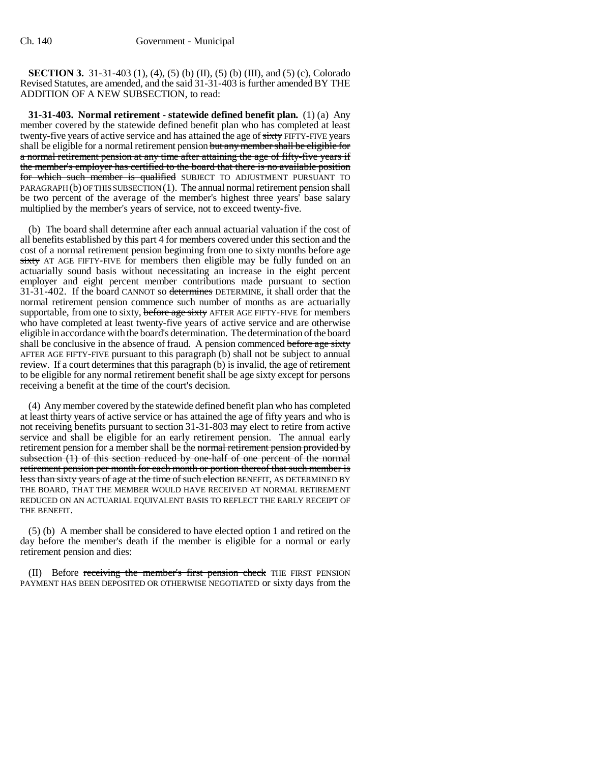**SECTION 3.** 31-31-403 (1), (4), (5) (b) (II), (5) (b) (III), and (5) (c), Colorado Revised Statutes, are amended, and the said 31-31-403 is further amended BY THE ADDITION OF A NEW SUBSECTION, to read:

**31-31-403. Normal retirement - statewide defined benefit plan.** (1) (a) Any member covered by the statewide defined benefit plan who has completed at least twenty-five years of active service and has attained the age of ~~sixty~~ FIFTY-FIVE years shall be eligible for a normal retirement pension ~~but any member shall be eligible for a normal retirement pension at any time after attaining the age of fifty-five years if the member's employer has certified to the board that there is no available position for which such member is qualified~~ SUBJECT TO ADJUSTMENT PURSUANT TO PARAGRAPH (b) OF THIS SUBSECTION (1). The annual normal retirement pension shall be two percent of the average of the member's highest three years' base salary multiplied by the member's years of service, not to exceed twenty-five.

(b) The board shall determine after each annual actuarial valuation if the cost of all benefits established by this part 4 for members covered under this section and the cost of a normal retirement pension beginning ~~from one to sixty months before age sixty~~ AT AGE FIFTY-FIVE for members then eligible may be fully funded on an actuarially sound basis without necessitating an increase in the eight percent employer and eight percent member contributions made pursuant to section 31-31-402. If the board CANNOT so ~~determines~~ DETERMINE, it shall order that the normal retirement pension commence such number of months as are actuarially supportable, from one to sixty, ~~before age sixty~~ AFTER AGE FIFTY-FIVE for members who have completed at least twenty-five years of active service and are otherwise eligible in accordance with the board's determination. The determination of the board shall be conclusive in the absence of fraud. A pension commenced ~~before age sixty~~ AFTER AGE FIFTY-FIVE pursuant to this paragraph (b) shall not be subject to annual review. If a court determines that this paragraph (b) is invalid, the age of retirement to be eligible for any normal retirement benefit shall be age sixty except for persons receiving a benefit at the time of the court's decision.

(4) Any member covered by the statewide defined benefit plan who has completed at least thirty years of active service or has attained the age of fifty years and who is not receiving benefits pursuant to section 31-31-803 may elect to retire from active service and shall be eligible for an early retirement pension. The annual early retirement pension for a member shall be the ~~normal retirement pension provided by subsection (1) of this section reduced by one-half of one percent of the normal retirement pension per month for each month or portion thereof that such member is less than sixty years of age at the time of such election~~ BENEFIT, AS DETERMINED BY THE BOARD, THAT THE MEMBER WOULD HAVE RECEIVED AT NORMAL RETIREMENT REDUCED ON AN ACTUARIAL EQUIVALENT BASIS TO REFLECT THE EARLY RECEIPT OF THE BENEFIT.

(5) (b) A member shall be considered to have elected option 1 and retired on the day before the member's death if the member is eligible for a normal or early retirement pension and dies:

(II) Before ~~receiving the member's first pension check~~ THE FIRST PENSION PAYMENT HAS BEEN DEPOSITED OR OTHERWISE NEGOTIATED or sixty days from the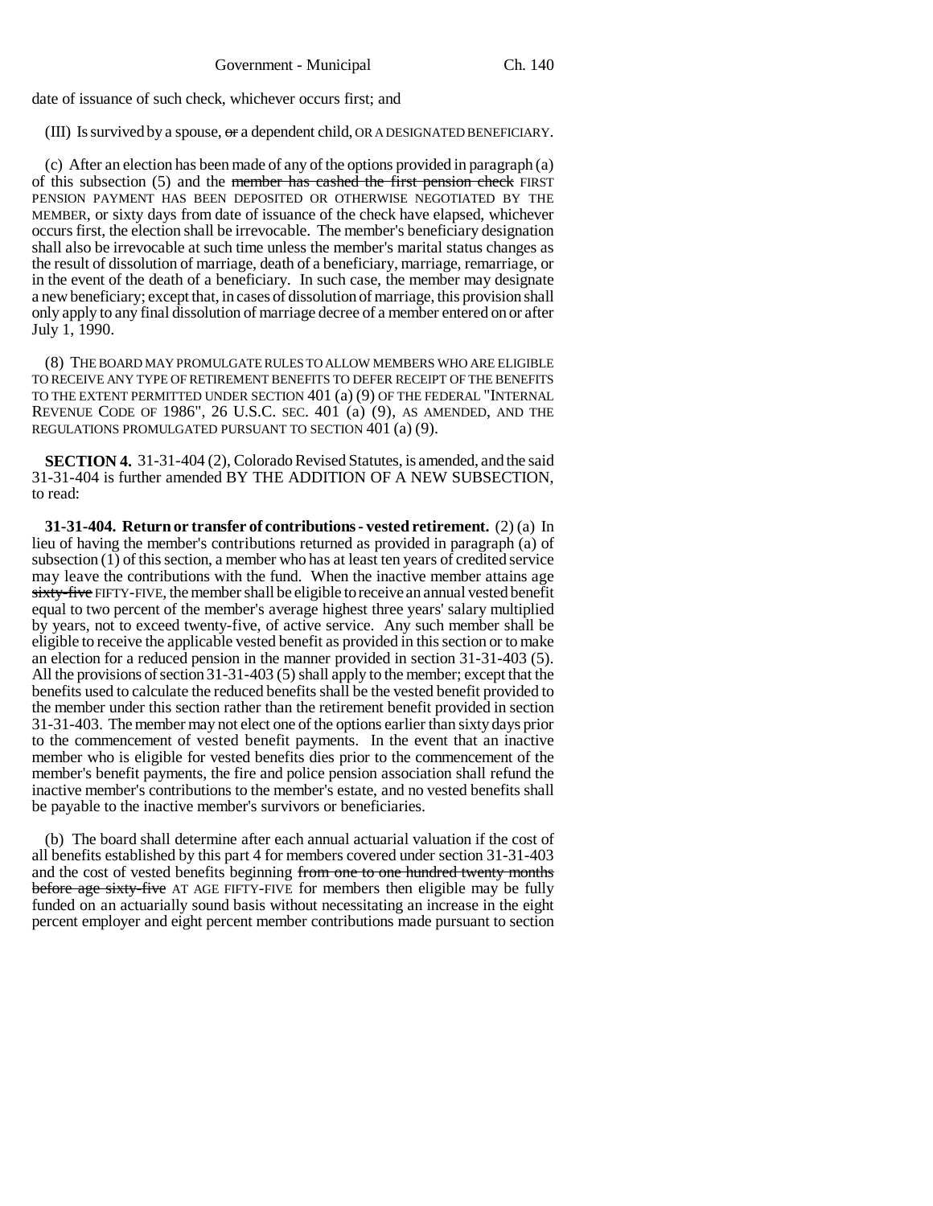date of issuance of such check, whichever occurs first; and

(III) Is survived by a spouse, ~~or~~ a dependent child, OR A DESIGNATED BENEFICIARY.

(c) After an election has been made of any of the options provided in paragraph (a) of this subsection (5) and the ~~member has cashed the first pension check~~ FIRST PENSION PAYMENT HAS BEEN DEPOSITED OR OTHERWISE NEGOTIATED BY THE MEMBER, or sixty days from date of issuance of the check have elapsed, whichever occurs first, the election shall be irrevocable. The member's beneficiary designation shall also be irrevocable at such time unless the member's marital status changes as the result of dissolution of marriage, death of a beneficiary, marriage, remarriage, or in the event of the death of a beneficiary. In such case, the member may designate a new beneficiary; except that, in cases of dissolution of marriage, this provision shall only apply to any final dissolution of marriage decree of a member entered on or after July 1, 1990.

(8) THE BOARD MAY PROMULGATE RULES TO ALLOW MEMBERS WHO ARE ELIGIBLE TO RECEIVE ANY TYPE OF RETIREMENT BENEFITS TO DEFER RECEIPT OF THE BENEFITS TO THE EXTENT PERMITTED UNDER SECTION 401 (a) (9) OF THE FEDERAL "INTERNAL REVENUE CODE OF 1986", 26 U.S.C. SEC. 401 (a) (9), AS AMENDED, AND THE REGULATIONS PROMULGATED PURSUANT TO SECTION 401 (a) (9).

**SECTION 4.** 31-31-404 (2), Colorado Revised Statutes, is amended, and the said 31-31-404 is further amended BY THE ADDITION OF A NEW SUBSECTION, to read:

**31-31-404. Return or transfer of contributions - vested retirement.** (2) (a) In lieu of having the member's contributions returned as provided in paragraph (a) of subsection (1) of this section, a member who has at least ten years of credited service may leave the contributions with the fund. When the inactive member attains age ~~sixty-five~~ FIFTY-FIVE, the member shall be eligible to receive an annual vested benefit equal to two percent of the member's average highest three years' salary multiplied by years, not to exceed twenty-five, of active service. Any such member shall be eligible to receive the applicable vested benefit as provided in this section or to make an election for a reduced pension in the manner provided in section 31-31-403 (5). All the provisions of section 31-31-403 (5) shall apply to the member; except that the benefits used to calculate the reduced benefits shall be the vested benefit provided to the member under this section rather than the retirement benefit provided in section 31-31-403. The member may not elect one of the options earlier than sixty days prior to the commencement of vested benefit payments. In the event that an inactive member who is eligible for vested benefits dies prior to the commencement of the member's benefit payments, the fire and police pension association shall refund the inactive member's contributions to the member's estate, and no vested benefits shall be payable to the inactive member's survivors or beneficiaries.

(b) The board shall determine after each annual actuarial valuation if the cost of all benefits established by this part 4 for members covered under section 31-31-403 and the cost of vested benefits beginning ~~from one to one hundred twenty months before age sixty-five~~ AT AGE FIFTY-FIVE for members then eligible may be fully funded on an actuarially sound basis without necessitating an increase in the eight percent employer and eight percent member contributions made pursuant to section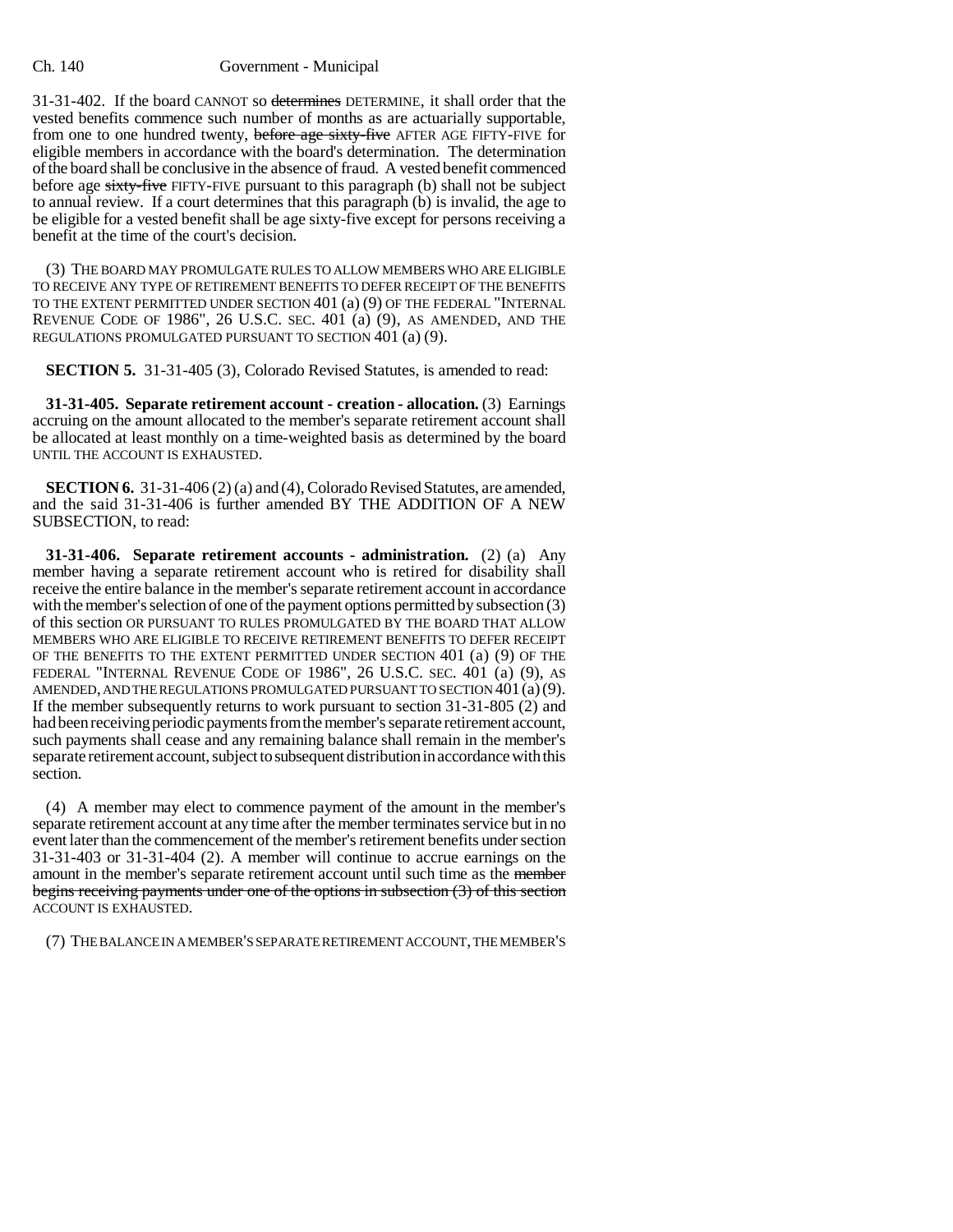31-31-402. If the board CANNOT so ~~determines~~ DETERMINE, it shall order that the vested benefits commence such number of months as are actuarially supportable, from one to one hundred twenty, ~~before age sixty-five~~ AFTER AGE FIFTY-FIVE for eligible members in accordance with the board's determination. The determination of the board shall be conclusive in the absence of fraud. A vested benefit commenced before age ~~sixty-five~~ FIFTY-FIVE pursuant to this paragraph (b) shall not be subject to annual review. If a court determines that this paragraph (b) is invalid, the age to be eligible for a vested benefit shall be age sixty-five except for persons receiving a benefit at the time of the court's decision.

(3) THE BOARD MAY PROMULGATE RULES TO ALLOW MEMBERS WHO ARE ELIGIBLE TO RECEIVE ANY TYPE OF RETIREMENT BENEFITS TO DEFER RECEIPT OF THE BENEFITS TO THE EXTENT PERMITTED UNDER SECTION 401 (a) (9) OF THE FEDERAL "INTERNAL REVENUE CODE OF 1986", 26 U.S.C. SEC. 401 (a) (9), AS AMENDED, AND THE REGULATIONS PROMULGATED PURSUANT TO SECTION 401 (a) (9).

**SECTION 5.** 31-31-405 (3), Colorado Revised Statutes, is amended to read:

**31-31-405. Separate retirement account - creation - allocation.** (3) Earnings accruing on the amount allocated to the member's separate retirement account shall be allocated at least monthly on a time-weighted basis as determined by the board UNTIL THE ACCOUNT IS EXHAUSTED.

**SECTION 6.** 31-31-406 (2) (a) and (4), Colorado Revised Statutes, are amended, and the said 31-31-406 is further amended BY THE ADDITION OF A NEW SUBSECTION, to read:

**31-31-406. Separate retirement accounts - administration.** (2) (a) Any member having a separate retirement account who is retired for disability shall receive the entire balance in the member's separate retirement account in accordance with the member's selection of one of the payment options permitted by subsection (3) of this section OR PURSUANT TO RULES PROMULGATED BY THE BOARD THAT ALLOW MEMBERS WHO ARE ELIGIBLE TO RECEIVE RETIREMENT BENEFITS TO DEFER RECEIPT OF THE BENEFITS TO THE EXTENT PERMITTED UNDER SECTION 401 (a) (9) OF THE FEDERAL "INTERNAL REVENUE CODE OF 1986", 26 U.S.C. SEC. 401 (a) (9), AS AMENDED, AND THE REGULATIONS PROMULGATED PURSUANT TO SECTION 401 (a) (9). If the member subsequently returns to work pursuant to section 31-31-805 (2) and had been receiving periodic payments from the member's separate retirement account, such payments shall cease and any remaining balance shall remain in the member's separate retirement account, subject to subsequent distribution in accordance with this section.

(4) A member may elect to commence payment of the amount in the member's separate retirement account at any time after the member terminates service but in no event later than the commencement of the member's retirement benefits under section 31-31-403 or 31-31-404 (2). A member will continue to accrue earnings on the amount in the member's separate retirement account until such time as the ~~member begins receiving payments under one of the options in subsection (3) of this section~~ ACCOUNT IS EXHAUSTED.

(7) THE BALANCE IN A MEMBER'S SEPARATE RETIREMENT ACCOUNT, THE MEMBER'S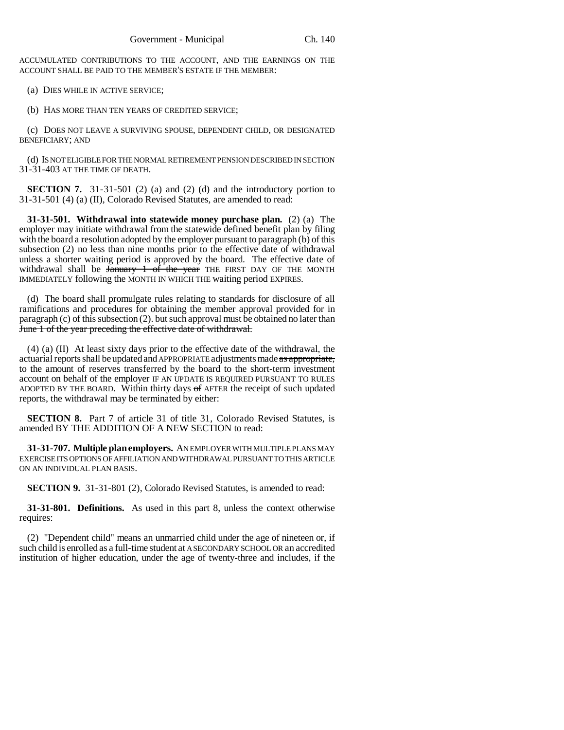ACCUMULATED CONTRIBUTIONS TO THE ACCOUNT, AND THE EARNINGS ON THE ACCOUNT SHALL BE PAID TO THE MEMBER'S ESTATE IF THE MEMBER:

(a) DIES WHILE IN ACTIVE SERVICE;

(b) HAS MORE THAN TEN YEARS OF CREDITED SERVICE;

(c) DOES NOT LEAVE A SURVIVING SPOUSE, DEPENDENT CHILD, OR DESIGNATED BENEFICIARY; AND

(d) IS NOT ELIGIBLE FOR THE NORMAL RETIREMENT PENSION DESCRIBED IN SECTION 31-31-403 AT THE TIME OF DEATH.

**SECTION 7.** 31-31-501 (2) (a) and (2) (d) and the introductory portion to 31-31-501 (4) (a) (II), Colorado Revised Statutes, are amended to read:

**31-31-501. Withdrawal into statewide money purchase plan.** (2) (a) The employer may initiate withdrawal from the statewide defined benefit plan by filing with the board a resolution adopted by the employer pursuant to paragraph (b) of this subsection (2) no less than nine months prior to the effective date of withdrawal unless a shorter waiting period is approved by the board. The effective date of withdrawal shall be ~~January 1 of the year~~ THE FIRST DAY OF THE MONTH IMMEDIATELY following the MONTH IN WHICH THE waiting period EXPIRES.

(d) The board shall promulgate rules relating to standards for disclosure of all ramifications and procedures for obtaining the member approval provided for in paragraph (c) of this subsection (2). ~~but such approval must be obtained no later than June 1 of the year preceding the effective date of withdrawal.~~

(4) (a) (II) At least sixty days prior to the effective date of the withdrawal, the actuarial reports shall be updated and APPROPRIATE adjustments made ~~as appropriate,~~ to the amount of reserves transferred by the board to the short-term investment account on behalf of the employer IF AN UPDATE IS REQUIRED PURSUANT TO RULES ADOPTED BY THE BOARD. Within thirty days ~~of~~ AFTER the receipt of such updated reports, the withdrawal may be terminated by either:

**SECTION 8.** Part 7 of article 31 of title 31, Colorado Revised Statutes, is amended BY THE ADDITION OF A NEW SECTION to read:

**31-31-707. Multiple plan employers.** AN EMPLOYER WITH MULTIPLE PLANS MAY EXERCISE ITS OPTIONS OF AFFILIATION AND WITHDRAWAL PURSUANT TO THIS ARTICLE ON AN INDIVIDUAL PLAN BASIS.

**SECTION 9.** 31-31-801 (2), Colorado Revised Statutes, is amended to read:

**31-31-801. Definitions.** As used in this part 8, unless the context otherwise requires:

(2) "Dependent child" means an unmarried child under the age of nineteen or, if such child is enrolled as a full-time student at A SECONDARY SCHOOL OR an accredited institution of higher education, under the age of twenty-three and includes, if the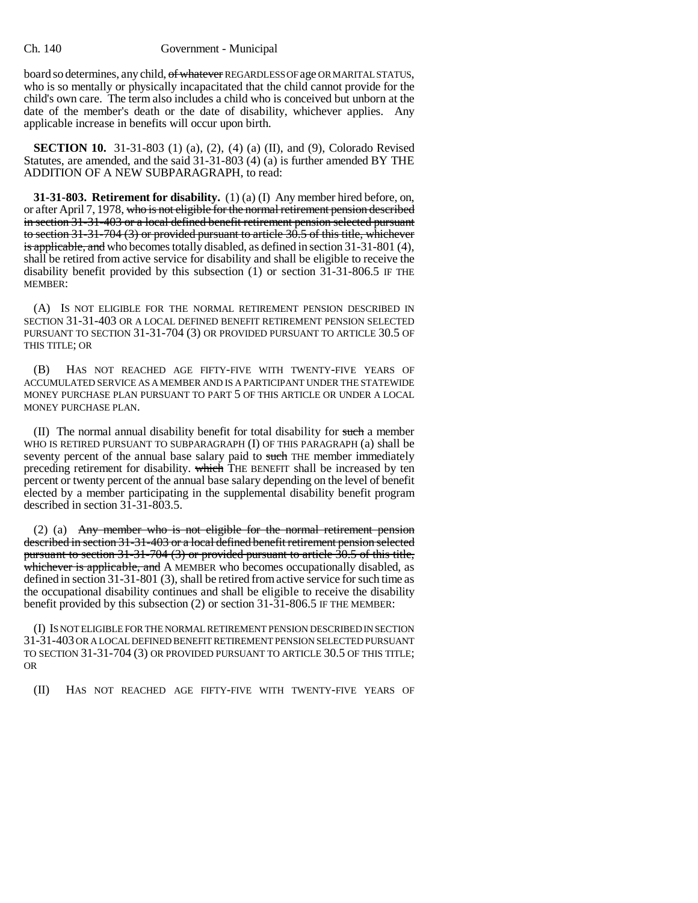board so determines, any child, ~~of whatever~~ REGARDLESS OF age OR MARITAL STATUS, who is so mentally or physically incapacitated that the child cannot provide for the child's own care. The term also includes a child who is conceived but unborn at the date of the member's death or the date of disability, whichever applies. Any applicable increase in benefits will occur upon birth.

**SECTION 10.** 31-31-803 (1) (a), (2), (4) (a) (II), and (9), Colorado Revised Statutes, are amended, and the said 31-31-803 (4) (a) is further amended BY THE ADDITION OF A NEW SUBPARAGRAPH, to read:

**31-31-803. Retirement for disability.** (1) (a) (I) Any member hired before, on, or after April 7, 1978, ~~who is not eligible for the normal retirement pension described in section 31-31-403 or a local defined benefit retirement pension selected pursuant to section 31-31-704 (3) or provided pursuant to article 30.5 of this title, whichever is applicable, and~~ who becomes totally disabled, as defined in section 31-31-801 (4), shall be retired from active service for disability and shall be eligible to receive the disability benefit provided by this subsection (1) or section 31-31-806.5 IF THE MEMBER:

(A) IS NOT ELIGIBLE FOR THE NORMAL RETIREMENT PENSION DESCRIBED IN SECTION 31-31-403 OR A LOCAL DEFINED BENEFIT RETIREMENT PENSION SELECTED PURSUANT TO SECTION 31-31-704 (3) OR PROVIDED PURSUANT TO ARTICLE 30.5 OF THIS TITLE; OR

(B) HAS NOT REACHED AGE FIFTY-FIVE WITH TWENTY-FIVE YEARS OF ACCUMULATED SERVICE AS A MEMBER AND IS A PARTICIPANT UNDER THE STATEWIDE MONEY PURCHASE PLAN PURSUANT TO PART 5 OF THIS ARTICLE OR UNDER A LOCAL MONEY PURCHASE PLAN.

(II) The normal annual disability benefit for total disability for ~~such~~ a member WHO IS RETIRED PURSUANT TO SUBPARAGRAPH (I) OF THIS PARAGRAPH (a) shall be seventy percent of the annual base salary paid to ~~such~~ THE member immediately preceding retirement for disability. ~~which~~ THE BENEFIT shall be increased by ten percent or twenty percent of the annual base salary depending on the level of benefit elected by a member participating in the supplemental disability benefit program described in section 31-31-803.5.

(2) (a) ~~Any member who is not eligible for the normal retirement pension described in section 31-31-403 or a local defined benefit retirement pension selected pursuant to section 31-31-704 (3) or provided pursuant to article 30.5 of this title, whichever is applicable, and~~ A MEMBER who becomes occupationally disabled, as defined in section 31-31-801 (3), shall be retired from active service for such time as the occupational disability continues and shall be eligible to receive the disability benefit provided by this subsection (2) or section 31-31-806.5 IF THE MEMBER:

(I) IS NOT ELIGIBLE FOR THE NORMAL RETIREMENT PENSION DESCRIBED IN SECTION 31-31-403 OR A LOCAL DEFINED BENEFIT RETIREMENT PENSION SELECTED PURSUANT TO SECTION 31-31-704 (3) OR PROVIDED PURSUANT TO ARTICLE 30.5 OF THIS TITLE; OR

(II) HAS NOT REACHED AGE FIFTY-FIVE WITH TWENTY-FIVE YEARS OF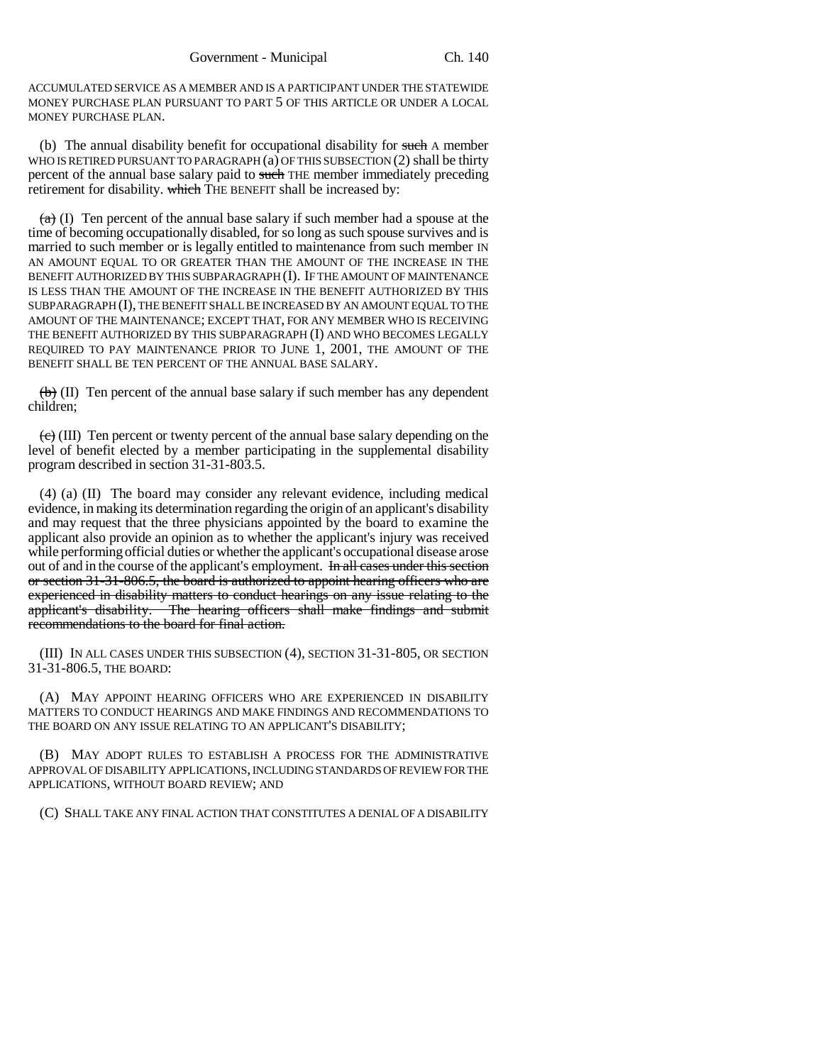ACCUMULATED SERVICE AS A MEMBER AND IS A PARTICIPANT UNDER THE STATEWIDE MONEY PURCHASE PLAN PURSUANT TO PART 5 OF THIS ARTICLE OR UNDER A LOCAL MONEY PURCHASE PLAN.

(b) The annual disability benefit for occupational disability for ~~such~~ A member WHO IS RETIRED PURSUANT TO PARAGRAPH (a) OF THIS SUBSECTION (2) shall be thirty percent of the annual base salary paid to ~~such~~ THE member immediately preceding retirement for disability. ~~which~~ THE BENEFIT shall be increased by:

~~(a)~~ (I) Ten percent of the annual base salary if such member had a spouse at the time of becoming occupationally disabled, for so long as such spouse survives and is married to such member or is legally entitled to maintenance from such member IN AN AMOUNT EQUAL TO OR GREATER THAN THE AMOUNT OF THE INCREASE IN THE BENEFIT AUTHORIZED BY THIS SUBPARAGRAPH (I). IF THE AMOUNT OF MAINTENANCE IS LESS THAN THE AMOUNT OF THE INCREASE IN THE BENEFIT AUTHORIZED BY THIS SUBPARAGRAPH (I), THE BENEFIT SHALL BE INCREASED BY AN AMOUNT EQUAL TO THE AMOUNT OF THE MAINTENANCE; EXCEPT THAT, FOR ANY MEMBER WHO IS RECEIVING THE BENEFIT AUTHORIZED BY THIS SUBPARAGRAPH (I) AND WHO BECOMES LEGALLY REQUIRED TO PAY MAINTENANCE PRIOR TO JUNE 1, 2001, THE AMOUNT OF THE BENEFIT SHALL BE TEN PERCENT OF THE ANNUAL BASE SALARY.

~~(b)~~ (II) Ten percent of the annual base salary if such member has any dependent children;

~~(c)~~ (III) Ten percent or twenty percent of the annual base salary depending on the level of benefit elected by a member participating in the supplemental disability program described in section 31-31-803.5.

(4) (a) (II) The board may consider any relevant evidence, including medical evidence, in making its determination regarding the origin of an applicant's disability and may request that the three physicians appointed by the board to examine the applicant also provide an opinion as to whether the applicant's injury was received while performing official duties or whether the applicant's occupational disease arose out of and in the course of the applicant's employment. ~~In all cases under this section or section 31-31-806.5, the board is authorized to appoint hearing officers who are experienced in disability matters to conduct hearings on any issue relating to the applicant's disability. The hearing officers shall make findings and submit recommendations to the board for final action.~~

(III) IN ALL CASES UNDER THIS SUBSECTION (4), SECTION 31-31-805, OR SECTION 31-31-806.5, THE BOARD:

(A) MAY APPOINT HEARING OFFICERS WHO ARE EXPERIENCED IN DISABILITY MATTERS TO CONDUCT HEARINGS AND MAKE FINDINGS AND RECOMMENDATIONS TO THE BOARD ON ANY ISSUE RELATING TO AN APPLICANT'S DISABILITY;

(B) MAY ADOPT RULES TO ESTABLISH A PROCESS FOR THE ADMINISTRATIVE APPROVAL OF DISABILITY APPLICATIONS, INCLUDING STANDARDS OF REVIEW FOR THE APPLICATIONS, WITHOUT BOARD REVIEW; AND

(C) SHALL TAKE ANY FINAL ACTION THAT CONSTITUTES A DENIAL OF A DISABILITY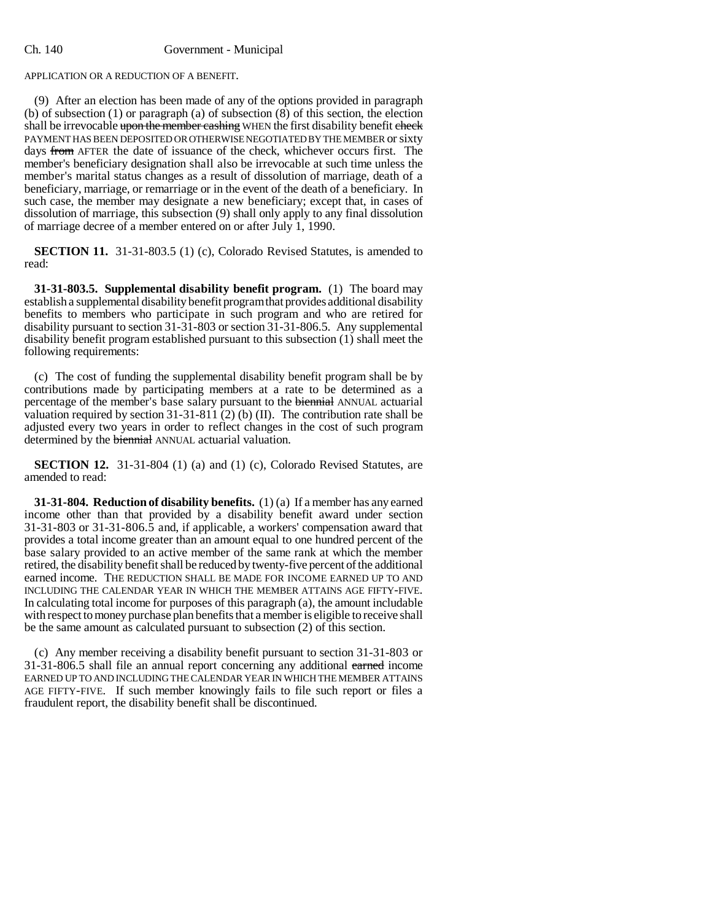APPLICATION OR A REDUCTION OF A BENEFIT.

(9) After an election has been made of any of the options provided in paragraph (b) of subsection (1) or paragraph (a) of subsection (8) of this section, the election shall be irrevocable ~~upon the member cashing~~ WHEN the first disability benefit ~~check~~ PAYMENT HAS BEEN DEPOSITED OR OTHERWISE NEGOTIATED BY THE MEMBER or sixty days ~~from~~ AFTER the date of issuance of the check, whichever occurs first. The member's beneficiary designation shall also be irrevocable at such time unless the member's marital status changes as a result of dissolution of marriage, death of a beneficiary, marriage, or remarriage or in the event of the death of a beneficiary. In such case, the member may designate a new beneficiary; except that, in cases of dissolution of marriage, this subsection (9) shall only apply to any final dissolution of marriage decree of a member entered on or after July 1, 1990.

**SECTION 11.** 31-31-803.5 (1) (c), Colorado Revised Statutes, is amended to read:

**31-31-803.5. Supplemental disability benefit program.** (1) The board may establish a supplemental disability benefit program that provides additional disability benefits to members who participate in such program and who are retired for disability pursuant to section 31-31-803 or section 31-31-806.5. Any supplemental disability benefit program established pursuant to this subsection (1) shall meet the following requirements:

(c) The cost of funding the supplemental disability benefit program shall be by contributions made by participating members at a rate to be determined as a percentage of the member's base salary pursuant to the ~~biennial~~ ANNUAL actuarial valuation required by section 31-31-811 (2) (b) (II). The contribution rate shall be adjusted every two years in order to reflect changes in the cost of such program determined by the ~~biennial~~ ANNUAL actuarial valuation.

**SECTION 12.** 31-31-804 (1) (a) and (1) (c), Colorado Revised Statutes, are amended to read:

**31-31-804. Reduction of disability benefits.** (1) (a) If a member has any earned income other than that provided by a disability benefit award under section 31-31-803 or 31-31-806.5 and, if applicable, a workers' compensation award that provides a total income greater than an amount equal to one hundred percent of the base salary provided to an active member of the same rank at which the member retired, the disability benefit shall be reduced by twenty-five percent of the additional earned income. THE REDUCTION SHALL BE MADE FOR INCOME EARNED UP TO AND INCLUDING THE CALENDAR YEAR IN WHICH THE MEMBER ATTAINS AGE FIFTY-FIVE. In calculating total income for purposes of this paragraph (a), the amount includable with respect to money purchase plan benefits that a member is eligible to receive shall be the same amount as calculated pursuant to subsection (2) of this section.

(c) Any member receiving a disability benefit pursuant to section 31-31-803 or 31-31-806.5 shall file an annual report concerning any additional ~~earned~~ income EARNED UP TO AND INCLUDING THE CALENDAR YEAR IN WHICH THE MEMBER ATTAINS AGE FIFTY-FIVE. If such member knowingly fails to file such report or files a fraudulent report, the disability benefit shall be discontinued.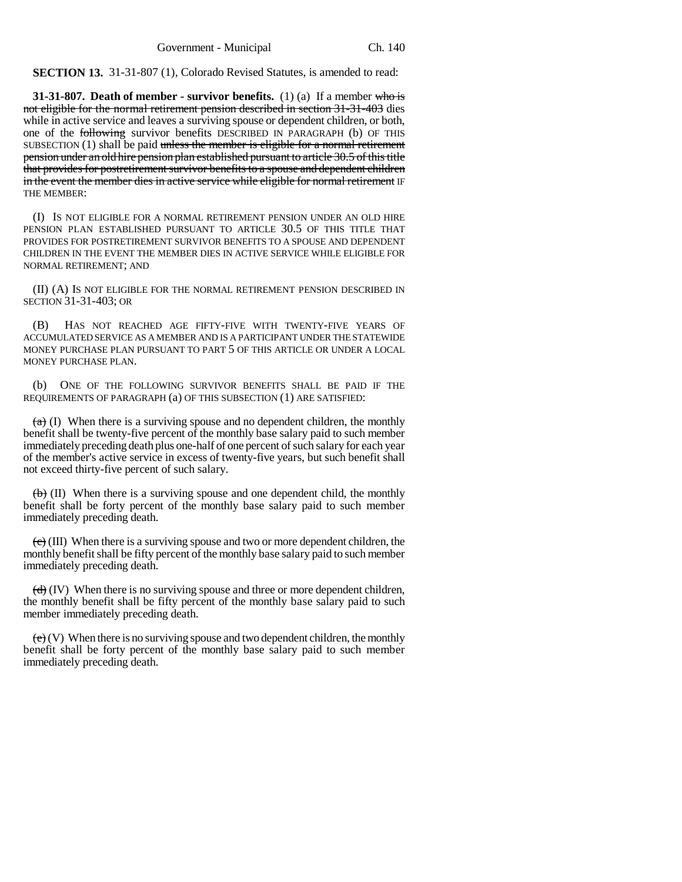**SECTION 13.** 31-31-807 (1), Colorado Revised Statutes, is amended to read:

**31-31-807. Death of member - survivor benefits.** (1) (a) If a member ~~who is not eligible for the normal retirement pension described in section 31-31-403~~ dies while in active service and leaves a surviving spouse or dependent children, or both, one of the ~~following~~ survivor benefits DESCRIBED IN PARAGRAPH (b) OF THIS SUBSECTION (1) shall be paid ~~unless the member is eligible for a normal retirement pension under an old hire pension plan established pursuant to article 30.5 of this title that provides for postretirement survivor benefits to a spouse and dependent children in the event the member dies in active service while eligible for normal retirement~~ IF THE MEMBER:

(I) IS NOT ELIGIBLE FOR A NORMAL RETIREMENT PENSION UNDER AN OLD HIRE PENSION PLAN ESTABLISHED PURSUANT TO ARTICLE 30.5 OF THIS TITLE THAT PROVIDES FOR POSTRETIREMENT SURVIVOR BENEFITS TO A SPOUSE AND DEPENDENT CHILDREN IN THE EVENT THE MEMBER DIES IN ACTIVE SERVICE WHILE ELIGIBLE FOR NORMAL RETIREMENT; AND

(II) (A) IS NOT ELIGIBLE FOR THE NORMAL RETIREMENT PENSION DESCRIBED IN SECTION 31-31-403; OR

(B) HAS NOT REACHED AGE FIFTY-FIVE WITH TWENTY-FIVE YEARS OF ACCUMULATED SERVICE AS A MEMBER AND IS A PARTICIPANT UNDER THE STATEWIDE MONEY PURCHASE PLAN PURSUANT TO PART 5 OF THIS ARTICLE OR UNDER A LOCAL MONEY PURCHASE PLAN.

(b) ONE OF THE FOLLOWING SURVIVOR BENEFITS SHALL BE PAID IF THE REQUIREMENTS OF PARAGRAPH (a) OF THIS SUBSECTION (1) ARE SATISFIED:

~~(a)~~ (I) When there is a surviving spouse and no dependent children, the monthly benefit shall be twenty-five percent of the monthly base salary paid to such member immediately preceding death plus one-half of one percent of such salary for each year of the member's active service in excess of twenty-five years, but such benefit shall not exceed thirty-five percent of such salary.

~~(b)~~ (II) When there is a surviving spouse and one dependent child, the monthly benefit shall be forty percent of the monthly base salary paid to such member immediately preceding death.

~~(c)~~ (III) When there is a surviving spouse and two or more dependent children, the monthly benefit shall be fifty percent of the monthly base salary paid to such member immediately preceding death.

~~(d)~~ (IV) When there is no surviving spouse and three or more dependent children, the monthly benefit shall be fifty percent of the monthly base salary paid to such member immediately preceding death.

~~(e)~~ (V) When there is no surviving spouse and two dependent children, the monthly benefit shall be forty percent of the monthly base salary paid to such member immediately preceding death.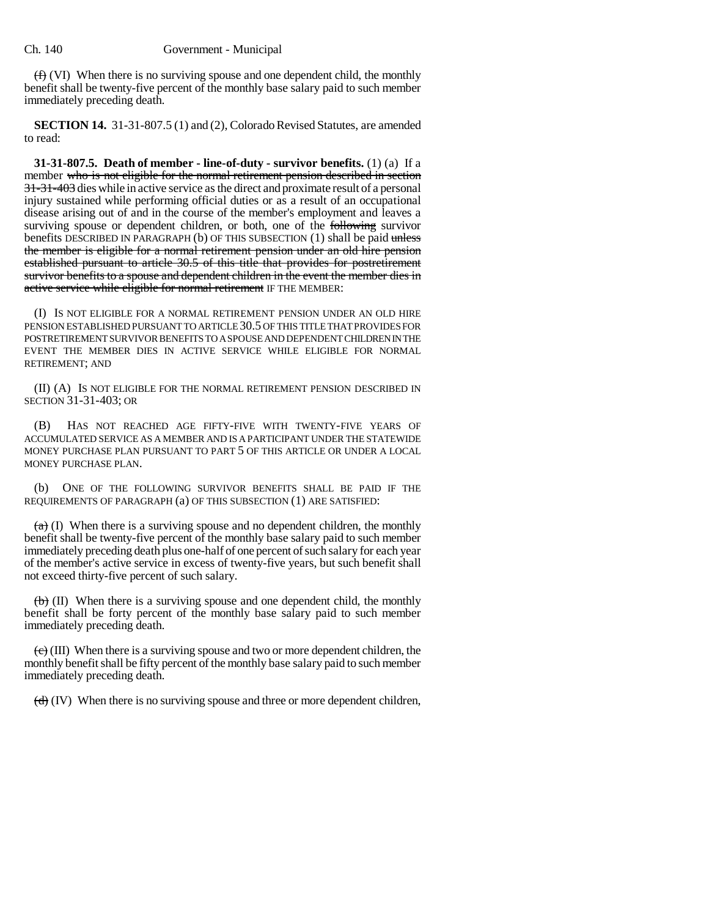~~(f)~~ (VI) When there is no surviving spouse and one dependent child, the monthly benefit shall be twenty-five percent of the monthly base salary paid to such member immediately preceding death.

**SECTION 14.** 31-31-807.5 (1) and (2), Colorado Revised Statutes, are amended to read:

**31-31-807.5. Death of member - line-of-duty - survivor benefits.** (1) (a) If a member ~~who is not eligible for the normal retirement pension described in section 31-31-403~~ dies while in active service as the direct and proximate result of a personal injury sustained while performing official duties or as a result of an occupational disease arising out of and in the course of the member's employment and leaves a surviving spouse or dependent children, or both, one of the ~~following~~ survivor benefits DESCRIBED IN PARAGRAPH (b) OF THIS SUBSECTION (1) shall be paid ~~unless the member is eligible for a normal retirement pension under an old hire pension established pursuant to article 30.5 of this title that provides for postretirement survivor benefits to a spouse and dependent children in the event the member dies in active service while eligible for normal retirement~~ IF THE MEMBER:

(I) IS NOT ELIGIBLE FOR A NORMAL RETIREMENT PENSION UNDER AN OLD HIRE PENSION ESTABLISHED PURSUANT TO ARTICLE 30.5 OF THIS TITLE THAT PROVIDES FOR POSTRETIREMENT SURVIVOR BENEFITS TO A SPOUSE AND DEPENDENT CHILDREN IN THE EVENT THE MEMBER DIES IN ACTIVE SERVICE WHILE ELIGIBLE FOR NORMAL RETIREMENT; AND

(II) (A) IS NOT ELIGIBLE FOR THE NORMAL RETIREMENT PENSION DESCRIBED IN SECTION 31-31-403; OR

(B) HAS NOT REACHED AGE FIFTY-FIVE WITH TWENTY-FIVE YEARS OF ACCUMULATED SERVICE AS A MEMBER AND IS A PARTICIPANT UNDER THE STATEWIDE MONEY PURCHASE PLAN PURSUANT TO PART 5 OF THIS ARTICLE OR UNDER A LOCAL MONEY PURCHASE PLAN.

(b) ONE OF THE FOLLOWING SURVIVOR BENEFITS SHALL BE PAID IF THE REQUIREMENTS OF PARAGRAPH (a) OF THIS SUBSECTION (1) ARE SATISFIED:

~~(a)~~ (I) When there is a surviving spouse and no dependent children, the monthly benefit shall be twenty-five percent of the monthly base salary paid to such member immediately preceding death plus one-half of one percent of such salary for each year of the member's active service in excess of twenty-five years, but such benefit shall not exceed thirty-five percent of such salary.

~~(b)~~ (II) When there is a surviving spouse and one dependent child, the monthly benefit shall be forty percent of the monthly base salary paid to such member immediately preceding death.

~~(c)~~ (III) When there is a surviving spouse and two or more dependent children, the monthly benefit shall be fifty percent of the monthly base salary paid to such member immediately preceding death.

~~(d)~~ (IV) When there is no surviving spouse and three or more dependent children,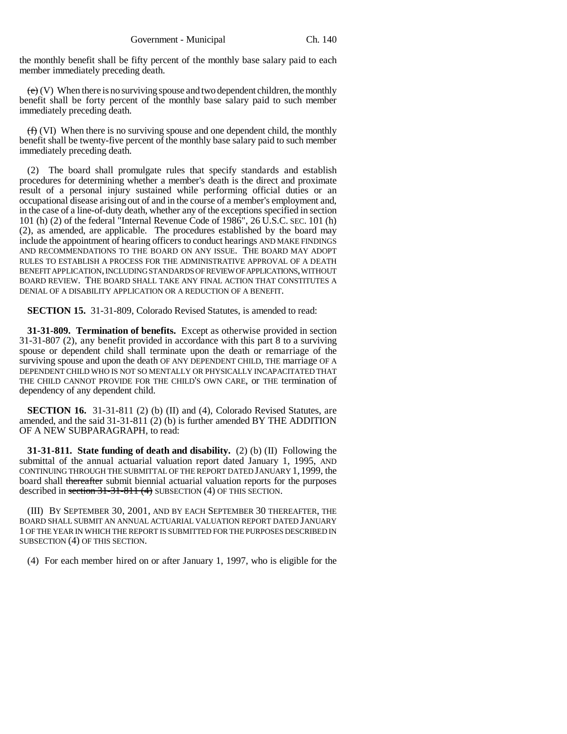the monthly benefit shall be fifty percent of the monthly base salary paid to each member immediately preceding death.

~~(e)~~ (V) When there is no surviving spouse and two dependent children, the monthly benefit shall be forty percent of the monthly base salary paid to such member immediately preceding death.

~~(f)~~ (VI) When there is no surviving spouse and one dependent child, the monthly benefit shall be twenty-five percent of the monthly base salary paid to such member immediately preceding death.

(2) The board shall promulgate rules that specify standards and establish procedures for determining whether a member's death is the direct and proximate result of a personal injury sustained while performing official duties or an occupational disease arising out of and in the course of a member's employment and, in the case of a line-of-duty death, whether any of the exceptions specified in section 101 (h) (2) of the federal "Internal Revenue Code of 1986", 26 U.S.C. SEC. 101 (h) (2), as amended, are applicable. The procedures established by the board may include the appointment of hearing officers to conduct hearings AND MAKE FINDINGS AND RECOMMENDATIONS TO THE BOARD ON ANY ISSUE. THE BOARD MAY ADOPT RULES TO ESTABLISH A PROCESS FOR THE ADMINISTRATIVE APPROVAL OF A DEATH BENEFIT APPLICATION, INCLUDING STANDARDS OF REVIEW OF APPLICATIONS, WITHOUT BOARD REVIEW. THE BOARD SHALL TAKE ANY FINAL ACTION THAT CONSTITUTES A DENIAL OF A DISABILITY APPLICATION OR A REDUCTION OF A BENEFIT.

**SECTION 15.** 31-31-809, Colorado Revised Statutes, is amended to read:

**31-31-809. Termination of benefits.** Except as otherwise provided in section 31-31-807 (2), any benefit provided in accordance with this part 8 to a surviving spouse or dependent child shall terminate upon the death or remarriage of the surviving spouse and upon the death OF ANY DEPENDENT CHILD, THE marriage OF A DEPENDENT CHILD WHO IS NOT SO MENTALLY OR PHYSICALLY INCAPACITATED THAT THE CHILD CANNOT PROVIDE FOR THE CHILD'S OWN CARE, or THE termination of dependency of any dependent child.

**SECTION 16.** 31-31-811 (2) (b) (II) and (4), Colorado Revised Statutes, are amended, and the said 31-31-811 (2) (b) is further amended BY THE ADDITION OF A NEW SUBPARAGRAPH, to read:

**31-31-811. State funding of death and disability.** (2) (b) (II) Following the submittal of the annual actuarial valuation report dated January 1, 1995, AND CONTINUING THROUGH THE SUBMITTAL OF THE REPORT DATED JANUARY 1, 1999, the board shall ~~thereafter~~ submit biennial actuarial valuation reports for the purposes described in ~~section 31-31-811 (4)~~ SUBSECTION (4) OF THIS SECTION.

(III) BY SEPTEMBER 30, 2001, AND BY EACH SEPTEMBER 30 THEREAFTER, THE BOARD SHALL SUBMIT AN ANNUAL ACTUARIAL VALUATION REPORT DATED JANUARY 1 OF THE YEAR IN WHICH THE REPORT IS SUBMITTED FOR THE PURPOSES DESCRIBED IN SUBSECTION (4) OF THIS SECTION.

(4) For each member hired on or after January 1, 1997, who is eligible for the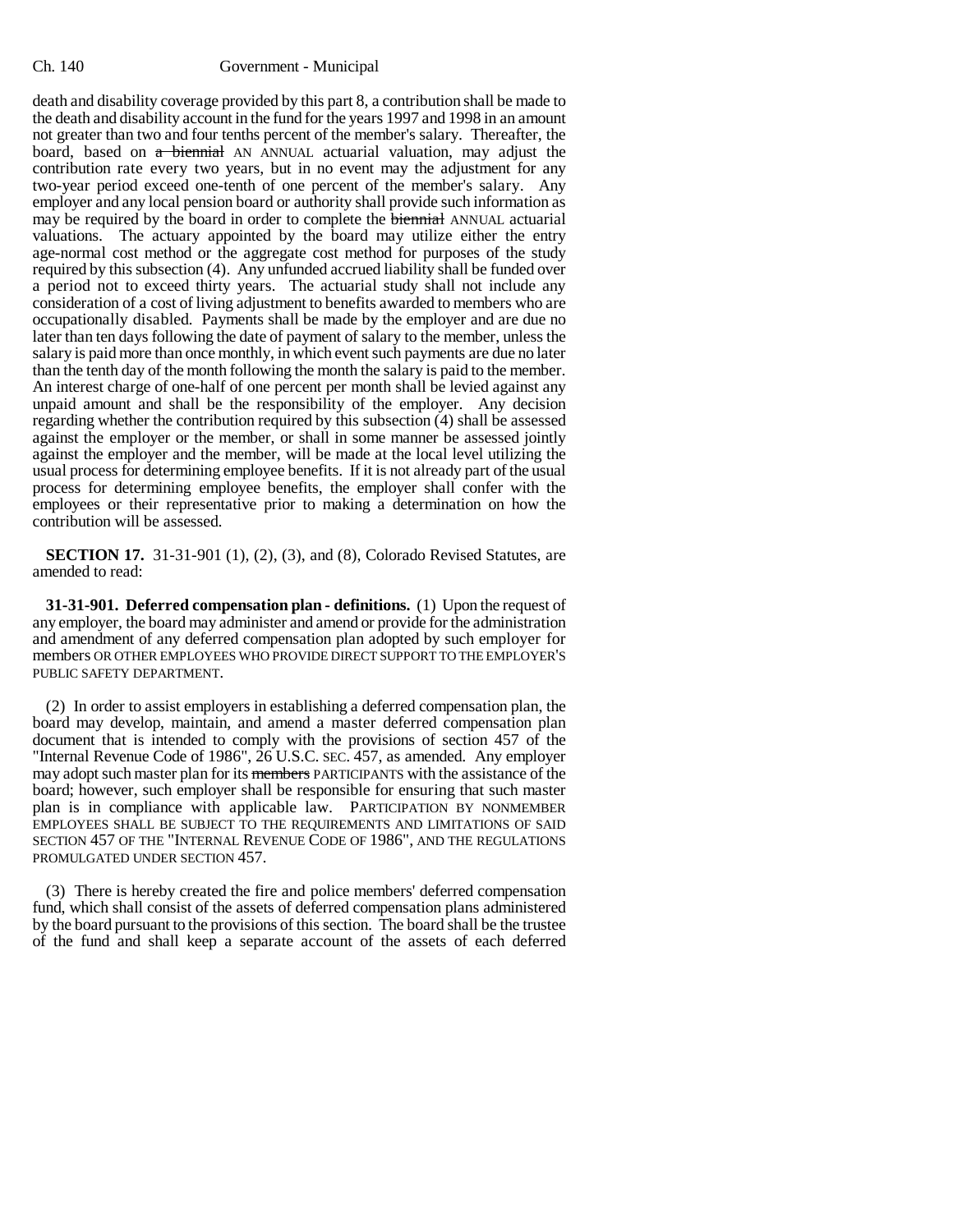death and disability coverage provided by this part 8, a contribution shall be made to the death and disability account in the fund for the years 1997 and 1998 in an amount not greater than two and four tenths percent of the member's salary. Thereafter, the board, based on ~~a biennial~~ AN ANNUAL actuarial valuation, may adjust the contribution rate every two years, but in no event may the adjustment for any two-year period exceed one-tenth of one percent of the member's salary. Any employer and any local pension board or authority shall provide such information as may be required by the board in order to complete the ~~biennial~~ ANNUAL actuarial valuations. The actuary appointed by the board may utilize either the entry age-normal cost method or the aggregate cost method for purposes of the study required by this subsection (4). Any unfunded accrued liability shall be funded over a period not to exceed thirty years. The actuarial study shall not include any consideration of a cost of living adjustment to benefits awarded to members who are occupationally disabled. Payments shall be made by the employer and are due no later than ten days following the date of payment of salary to the member, unless the salary is paid more than once monthly, in which event such payments are due no later than the tenth day of the month following the month the salary is paid to the member. An interest charge of one-half of one percent per month shall be levied against any unpaid amount and shall be the responsibility of the employer. Any decision regarding whether the contribution required by this subsection (4) shall be assessed against the employer or the member, or shall in some manner be assessed jointly against the employer and the member, will be made at the local level utilizing the usual process for determining employee benefits. If it is not already part of the usual process for determining employee benefits, the employer shall confer with the employees or their representative prior to making a determination on how the contribution will be assessed.

**SECTION 17.** 31-31-901 (1), (2), (3), and (8), Colorado Revised Statutes, are amended to read:

**31-31-901. Deferred compensation plan - definitions.** (1) Upon the request of any employer, the board may administer and amend or provide for the administration and amendment of any deferred compensation plan adopted by such employer for members OR OTHER EMPLOYEES WHO PROVIDE DIRECT SUPPORT TO THE EMPLOYER'S PUBLIC SAFETY DEPARTMENT.

(2) In order to assist employers in establishing a deferred compensation plan, the board may develop, maintain, and amend a master deferred compensation plan document that is intended to comply with the provisions of section 457 of the "Internal Revenue Code of 1986", 26 U.S.C. SEC. 457, as amended. Any employer may adopt such master plan for its ~~members~~ PARTICIPANTS with the assistance of the board; however, such employer shall be responsible for ensuring that such master plan is in compliance with applicable law. PARTICIPATION BY NONMEMBER EMPLOYEES SHALL BE SUBJECT TO THE REQUIREMENTS AND LIMITATIONS OF SAID SECTION 457 OF THE "INTERNAL REVENUE CODE OF 1986", AND THE REGULATIONS PROMULGATED UNDER SECTION 457.

(3) There is hereby created the fire and police members' deferred compensation fund, which shall consist of the assets of deferred compensation plans administered by the board pursuant to the provisions of this section. The board shall be the trustee of the fund and shall keep a separate account of the assets of each deferred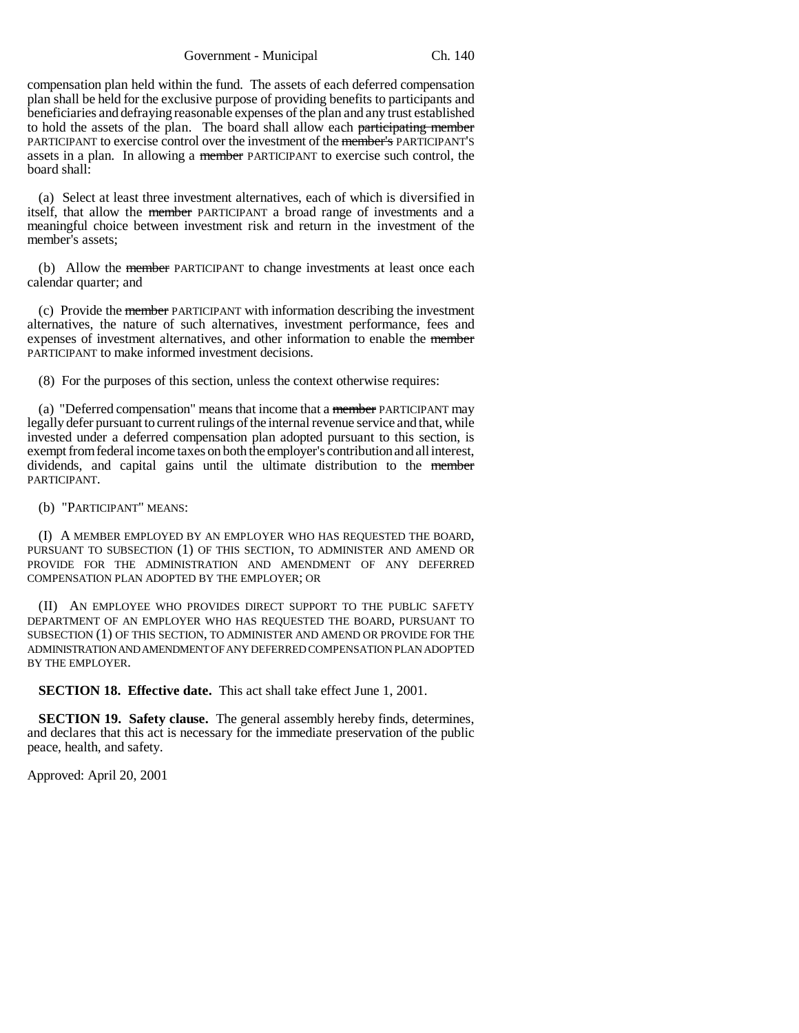compensation plan held within the fund. The assets of each deferred compensation plan shall be held for the exclusive purpose of providing benefits to participants and beneficiaries and defraying reasonable expenses of the plan and any trust established to hold the assets of the plan. The board shall allow each ~~participating member~~ PARTICIPANT to exercise control over the investment of the ~~member's~~ PARTICIPANT'S assets in a plan. In allowing a ~~member~~ PARTICIPANT to exercise such control, the board shall:

(a) Select at least three investment alternatives, each of which is diversified in itself, that allow the ~~member~~ PARTICIPANT a broad range of investments and a meaningful choice between investment risk and return in the investment of the member's assets;

(b) Allow the ~~member~~ PARTICIPANT to change investments at least once each calendar quarter; and

(c) Provide the ~~member~~ PARTICIPANT with information describing the investment alternatives, the nature of such alternatives, investment performance, fees and expenses of investment alternatives, and other information to enable the ~~member~~ PARTICIPANT to make informed investment decisions.

(8) For the purposes of this section, unless the context otherwise requires:

(a) "Deferred compensation" means that income that a ~~member~~ PARTICIPANT may legally defer pursuant to current rulings of the internal revenue service and that, while invested under a deferred compensation plan adopted pursuant to this section, is exempt from federal income taxes on both the employer's contribution and all interest, dividends, and capital gains until the ultimate distribution to the ~~member~~ PARTICIPANT.

(b) "PARTICIPANT" MEANS:

(I) A MEMBER EMPLOYED BY AN EMPLOYER WHO HAS REQUESTED THE BOARD, PURSUANT TO SUBSECTION (1) OF THIS SECTION, TO ADMINISTER AND AMEND OR PROVIDE FOR THE ADMINISTRATION AND AMENDMENT OF ANY DEFERRED COMPENSATION PLAN ADOPTED BY THE EMPLOYER; OR

(II) AN EMPLOYEE WHO PROVIDES DIRECT SUPPORT TO THE PUBLIC SAFETY DEPARTMENT OF AN EMPLOYER WHO HAS REQUESTED THE BOARD, PURSUANT TO SUBSECTION (1) OF THIS SECTION, TO ADMINISTER AND AMEND OR PROVIDE FOR THE ADMINISTRATION AND AMENDMENT OF ANY DEFERRED COMPENSATION PLAN ADOPTED BY THE EMPLOYER.

**SECTION 18. Effective date.** This act shall take effect June 1, 2001.

**SECTION 19. Safety clause.** The general assembly hereby finds, determines, and declares that this act is necessary for the immediate preservation of the public peace, health, and safety.

Approved: April 20, 2001